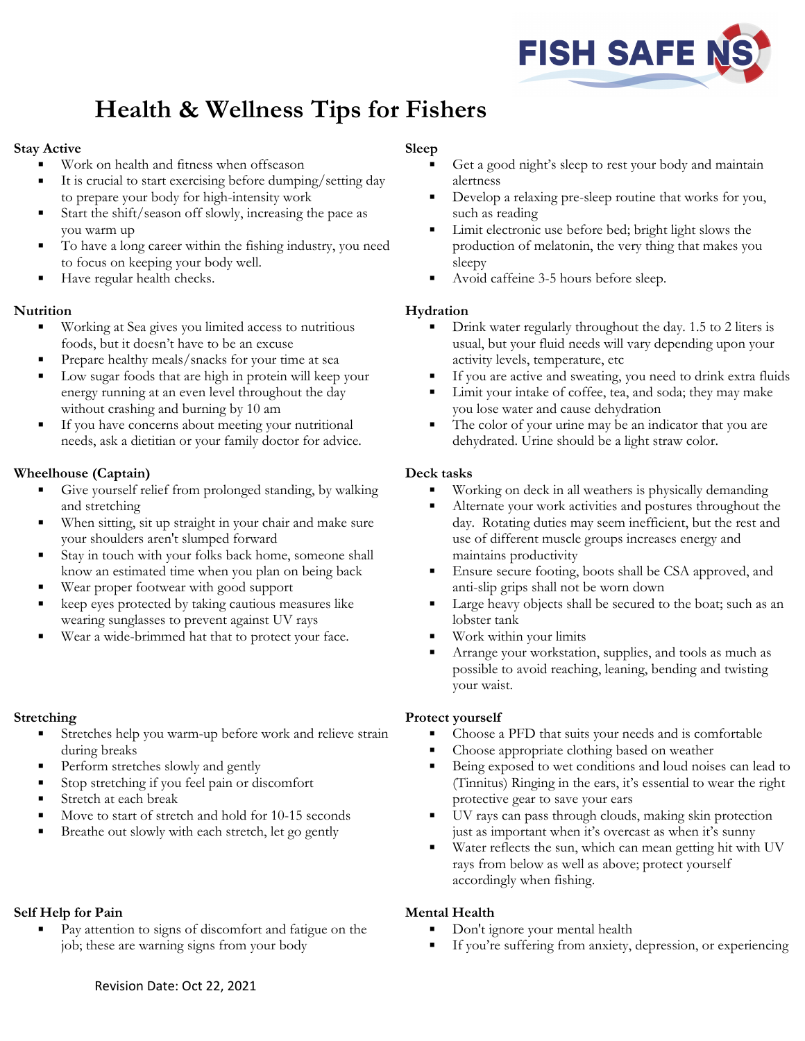# Health & Wellness Tips for Fishers

## Stay Active

- Work on health and fitness when offseason
- It is crucial to start exercising before dumping/setting day to prepare your body for high-intensity work
- Start the shift/season off slowly, increasing the pace as you warm up
- To have a long career within the fishing industry, you need to focus on keeping your body well.
- Have regular health checks.

## Nutrition

- Working at Sea gives you limited access to nutritious foods, but it doesn't have to be an excuse
- Prepare healthy meals/snacks for your time at sea
- Low sugar foods that are high in protein will keep your energy running at an even level throughout the day without crashing and burning by 10 am
- If you have concerns about meeting your nutritional needs, ask a dietitian or your family doctor for advice.

## Wheelhouse (Captain)

- Give yourself relief from prolonged standing, by walking and stretching
- When sitting, sit up straight in your chair and make sure your shoulders aren't slumped forward
- Stay in touch with your folks back home, someone shall know an estimated time when you plan on being back
- Wear proper footwear with good support
- keep eyes protected by taking cautious measures like wearing sunglasses to prevent against UV rays
- Wear a wide-brimmed hat that to protect your face.

## Stretching

- Stretches help you warm-up before work and relieve strain during breaks
- Perform stretches slowly and gently
- Stop stretching if you feel pain or discomfort
- Stretch at each break
- Move to start of stretch and hold for 10-15 seconds
- Breathe out slowly with each stretch, let go gently

## Self Help for Pain

- Pay attention to signs of discomfort and fatigue on the job; these are warning signs from your body

## Sleep

- Get a good night's sleep to rest your body and maintain alertness
- Develop a relaxing pre-sleep routine that works for you, such as reading
- Limit electronic use before bed; bright light slows the production of melatonin, the very thing that makes you sleepy
- Avoid caffeine 3-5 hours before sleep.

## Hydration

- Drink water regularly throughout the day. 1.5 to 2 liters is usual, but your fluid needs will vary depending upon your activity levels, temperature, etc
- If you are active and sweating, you need to drink extra fluids
- Limit your intake of coffee, tea, and soda; they may make you lose water and cause dehydration
- The color of your urine may be an indicator that you are dehydrated. Urine should be a light straw color.

## Deck tasks

- Working on deck in all weathers is physically demanding
- Alternate your work activities and postures throughout the day. Rotating duties may seem inefficient, but the rest and use of different muscle groups increases energy and maintains productivity
- Ensure secure footing, boots shall be CSA approved, and anti-slip grips shall not be worn down
- Large heavy objects shall be secured to the boat; such as an lobster tank
- Work within your limits
- Arrange your workstation, supplies, and tools as much as possible to avoid reaching, leaning, bending and twisting your waist.

## Protect yourself

- Choose a PFD that suits your needs and is comfortable
- Choose appropriate clothing based on weather
- Being exposed to wet conditions and loud noises can lead to (Tinnitus) Ringing in the ears, it's essential to wear the right protective gear to save your ears
- UV rays can pass through clouds, making skin protection just as important when it's overcast as when it's sunny
- Water reflects the sun, which can mean getting hit with UV rays from below as well as above; protect yourself accordingly when fishing.

## Mental Health

- Don't ignore your mental health
- If you're suffering from anxiety, depression, or experiencing

Revision Date: Oct 22, 2021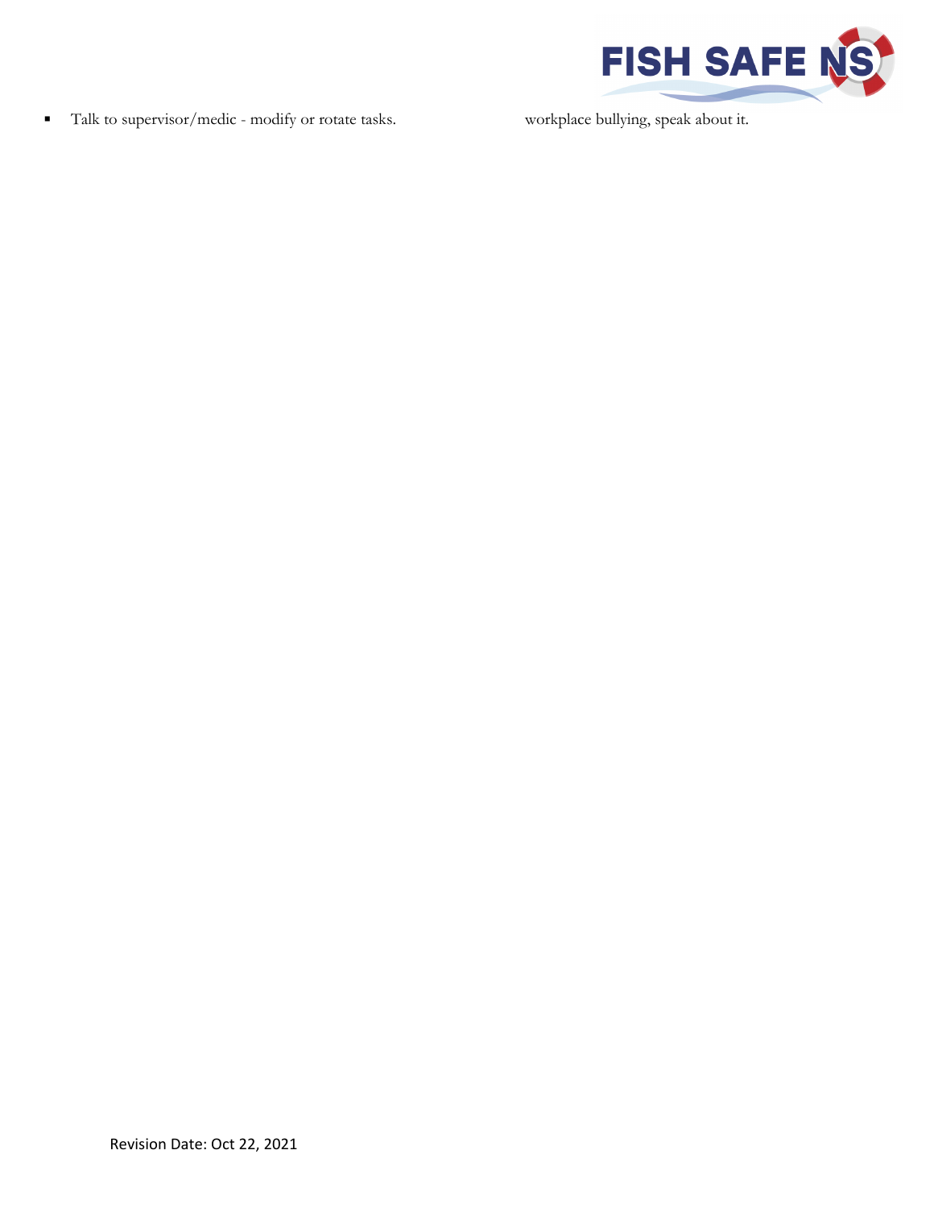- Talk to supervisor/medic - modify or rotate tasks.

workplace bullying, speak about it.

Revision Date: Oct 22, 2021